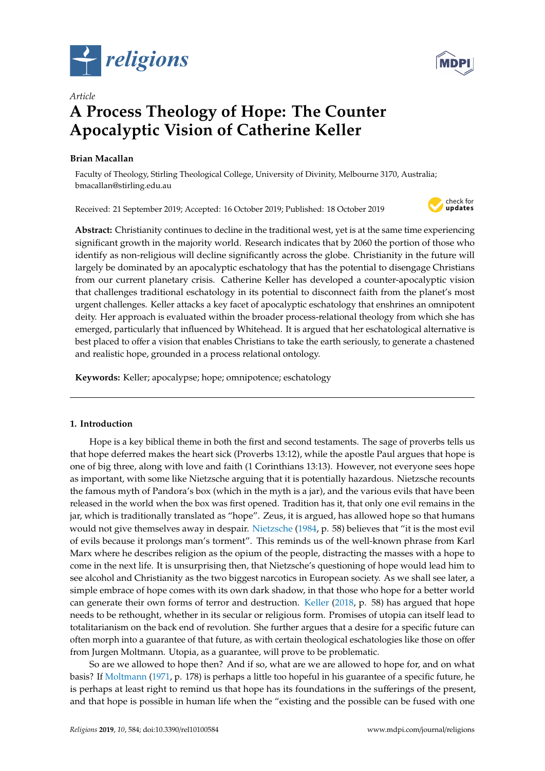*Article*

# A Process Theology of Hope: The Counter Apocalyptic Vision of Catherine Keller

**Brian Macallan**

Faculty of Theology, Stirling Theological College, University of Divinity, Melbourne 3170, Australia; bmacallan@stirling.edu.au

Received: 21 September 2019; Accepted: 16 October 2019; Published: 18 October 2019

**Abstract:** Christianity continues to decline in the traditional west, yet is at the same time experiencing significant growth in the majority world. Research indicates that by 2060 the portion of those who identify as non-religious will decline significantly across the globe. Christianity in the future will largely be dominated by an apocalyptic eschatology that has the potential to disengage Christians from our current planetary crisis. Catherine Keller has developed a counter-apocalyptic vision that challenges traditional eschatology in its potential to disconnect faith from the planet's most urgent challenges. Keller attacks a key facet of apocalyptic eschatology that enshrines an omnipotent deity. Her approach is evaluated within the broader process-relational theology from which she has emerged, particularly that influenced by Whitehead. It is argued that her eschatological alternative is best placed to offer a vision that enables Christians to take the earth seriously, to generate a chastened and realistic hope, grounded in a process relational ontology.

**Keywords:** Keller; apocalypse; hope; omnipotence; eschatology

## 1. Introduction

Hope is a key biblical theme in both the first and second testaments. The sage of proverbs tells us that hope deferred makes the heart sick (Proverbs 13:12), while the apostle Paul argues that hope is one of big three, along with love and faith (1 Corinthians 13:13). However, not everyone sees hope as important, with some like Nietzsche arguing that it is potentially hazardous. Nietzsche recounts the famous myth of Pandora's box (which in the myth is a jar), and the various evils that have been released in the world when the box was first opened. Tradition has it, that only one evil remains in the jar, which is traditionally translated as "hope". Zeus, it is argued, has allowed hope so that humans would not give themselves away in despair. Nietzsche (1984, p. 58) believes that "it is the most evil of evils because it prolongs man's torment". This reminds us of the well-known phrase from Karl Marx where he describes religion as the opium of the people, distracting the masses with a hope to come in the next life. It is unsurprising then, that Nietzsche's questioning of hope would lead him to see alcohol and Christianity as the two biggest narcotics in European society. As we shall see later, a simple embrace of hope comes with its own dark shadow, in that those who hope for a better world can generate their own forms of terror and destruction. Keller (2018, p. 58) has argued that hope needs to be rethought, whether in its secular or religious form. Promises of utopia can itself lead to totalitarianism on the back end of revolution. She further argues that a desire for a specific future can often morph into a guarantee of that future, as with certain theological eschatologies like those on offer from Jurgen Moltmann. Utopia, as a guarantee, will prove to be problematic.

So are we allowed to hope then? And if so, what are we are allowed to hope for, and on what basis? If Moltmann (1971, p. 178) is perhaps a little too hopeful in his guarantee of a specific future, he is perhaps at least right to remind us that hope has its foundations in the sufferings of the present, and that hope is possible in human life when the "existing and the possible can be fused with one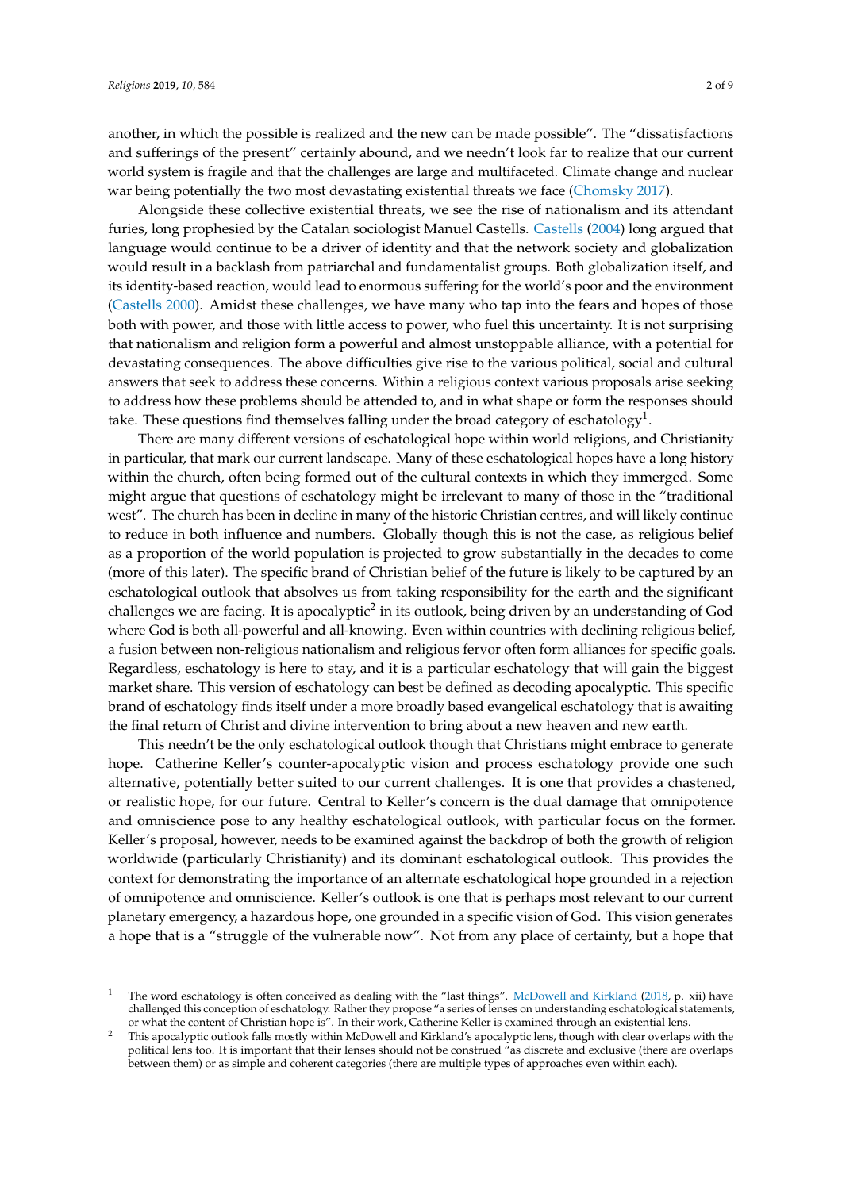another, in which the possible is realized and the new can be made possible". The "dissatisfactions and sufferings of the present" certainly abound, and we needn't look far to realize that our current world system is fragile and that the challenges are large and multifaceted. Climate change and nuclear war being potentially the two most devastating existential threats we face (Chomsky 2017).

Alongside these collective existential threats, we see the rise of nationalism and its attendant furies, long prophesied by the Catalan sociologist Manuel Castells. Castells (2004) long argued that language would continue to be a driver of identity and that the network society and globalization would result in a backlash from patriarchal and fundamentalist groups. Both globalization itself, and its identity-based reaction, would lead to enormous suffering for the world's poor and the environment (Castells 2000). Amidst these challenges, we have many who tap into the fears and hopes of those both with power, and those with little access to power, who fuel this uncertainty. It is not surprising that nationalism and religion form a powerful and almost unstoppable alliance, with a potential for devastating consequences. The above difficulties give rise to the various political, social and cultural answers that seek to address these concerns. Within a religious context various proposals arise seeking to address how these problems should be attended to, and in what shape or form the responses should take. These questions find themselves falling under the broad category of eschatology[1].

There are many different versions of eschatological hope within world religions, and Christianity in particular, that mark our current landscape. Many of these eschatological hopes have a long history within the church, often being formed out of the cultural contexts in which they immerged. Some might argue that questions of eschatology might be irrelevant to many of those in the "traditional west". The church has been in decline in many of the historic Christian centres, and will likely continue to reduce in both influence and numbers. Globally though this is not the case, as religious belief as a proportion of the world population is projected to grow substantially in the decades to come (more of this later). The specific brand of Christian belief of the future is likely to be captured by an eschatological outlook that absolves us from taking responsibility for the earth and the significant challenges we are facing. It is apocalyptic[2] in its outlook, being driven by an understanding of God where God is both all-powerful and all-knowing. Even within countries with declining religious belief, a fusion between non-religious nationalism and religious fervor often form alliances for specific goals. Regardless, eschatology is here to stay, and it is a particular eschatology that will gain the biggest market share. This version of eschatology can best be defined as decoding apocalyptic. This specific brand of eschatology finds itself under a more broadly based evangelical eschatology that is awaiting the final return of Christ and divine intervention to bring about a new heaven and new earth.

This needn't be the only eschatological outlook though that Christians might embrace to generate hope. Catherine Keller's counter-apocalyptic vision and process eschatology provide one such alternative, potentially better suited to our current challenges. It is one that provides a chastened, or realistic hope, for our future. Central to Keller's concern is the dual damage that omnipotence and omniscience pose to any healthy eschatological outlook, with particular focus on the former. Keller's proposal, however, needs to be examined against the backdrop of both the growth of religion worldwide (particularly Christianity) and its dominant eschatological outlook. This provides the context for demonstrating the importance of an alternate eschatological hope grounded in a rejection of omnipotence and omniscience. Keller's outlook is one that is perhaps most relevant to our current planetary emergency, a hazardous hope, one grounded in a specific vision of God. This vision generates a hope that is a "struggle of the vulnerable now". Not from any place of certainty, but a hope that

---

[1] The word eschatology is often conceived as dealing with the "last things". McDowell and Kirkland (2018, p. xii) have challenged this conception of eschatology. Rather they propose "a series of lenses on understanding eschatological statements, or what the content of Christian hope is". In their work, Catherine Keller is examined through an existential lens.

[2] This apocalyptic outlook falls mostly within McDowell and Kirkland's apocalyptic lens, though with clear overlaps with the political lens too. It is important that their lenses should not be construed "as discrete and exclusive (there are overlaps between them) or as simple and coherent categories (there are multiple types of approaches even within each).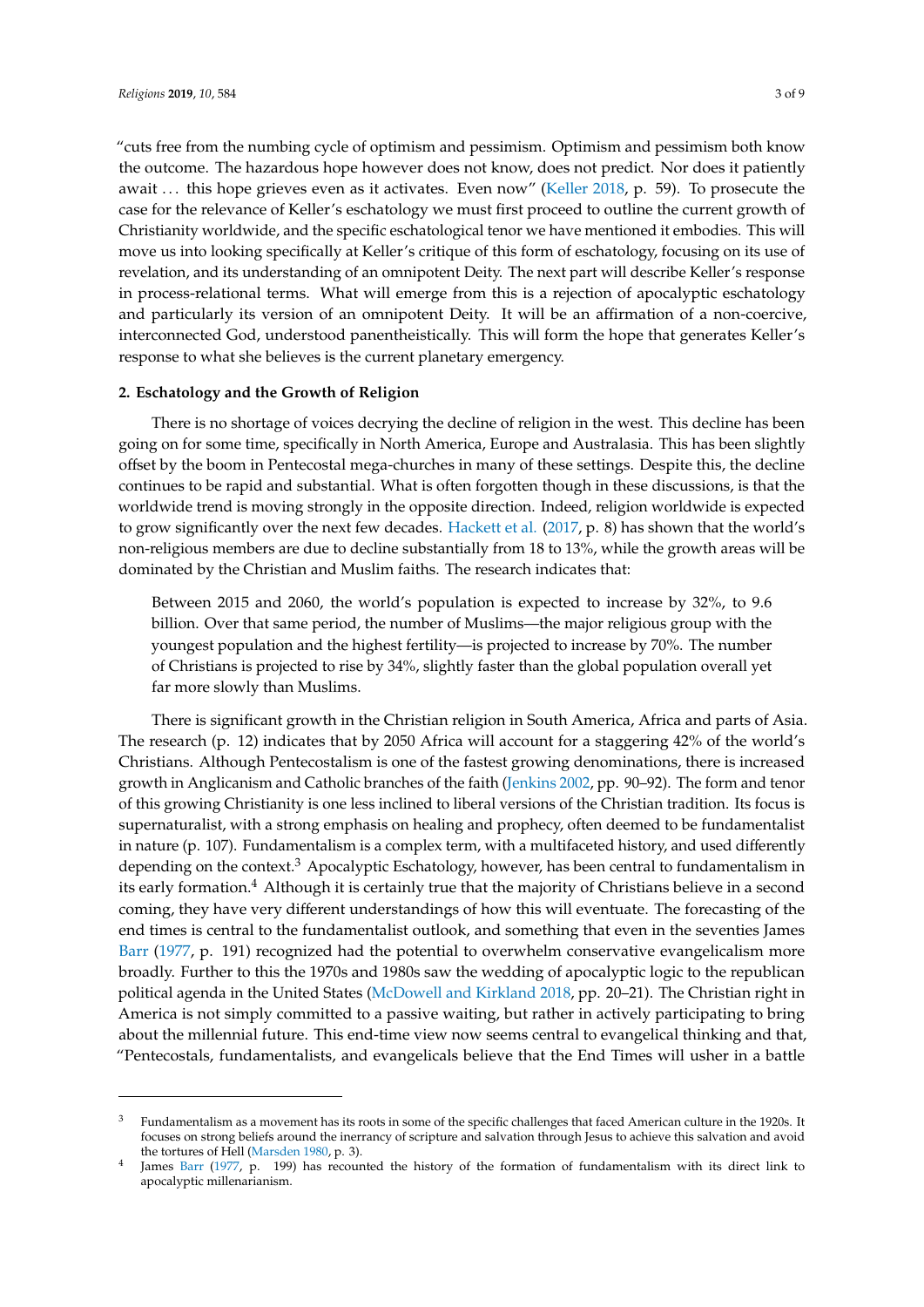"cuts free from the numbing cycle of optimism and pessimism. Optimism and pessimism both know the outcome. The hazardous hope however does not know, does not predict. Nor does it patiently await . . . this hope grieves even as it activates. Even now" (Keller 2018, p. 59). To prosecute the case for the relevance of Keller's eschatology we must first proceed to outline the current growth of Christianity worldwide, and the specific eschatological tenor we have mentioned it embodies. This will move us into looking specifically at Keller's critique of this form of eschatology, focusing on its use of revelation, and its understanding of an omnipotent Deity. The next part will describe Keller's response in process-relational terms. What will emerge from this is a rejection of apocalyptic eschatology and particularly its version of an omnipotent Deity. It will be an affirmation of a non-coercive, interconnected God, understood panentheistically. This will form the hope that generates Keller's response to what she believes is the current planetary emergency.

## 2. Eschatology and the Growth of Religion

There is no shortage of voices decrying the decline of religion in the west. This decline has been going on for some time, specifically in North America, Europe and Australasia. This has been slightly offset by the boom in Pentecostal mega-churches in many of these settings. Despite this, the decline continues to be rapid and substantial. What is often forgotten though in these discussions, is that the worldwide trend is moving strongly in the opposite direction. Indeed, religion worldwide is expected to grow significantly over the next few decades. Hackett et al. (2017, p. 8) has shown that the world's non-religious members are due to decline substantially from 18 to 13%, while the growth areas will be dominated by the Christian and Muslim faiths. The research indicates that:

> Between 2015 and 2060, the world's population is expected to increase by 32%, to 9.6 billion. Over that same period, the number of Muslims—the major religious group with the youngest population and the highest fertility—is projected to increase by 70%. The number of Christians is projected to rise by 34%, slightly faster than the global population overall yet far more slowly than Muslims.

There is significant growth in the Christian religion in South America, Africa and parts of Asia. The research (p. 12) indicates that by 2050 Africa will account for a staggering 42% of the world's Christians. Although Pentecostalism is one of the fastest growing denominations, there is increased growth in Anglicanism and Catholic branches of the faith (Jenkins 2002, pp. 90–92). The form and tenor of this growing Christianity is one less inclined to liberal versions of the Christian tradition. Its focus is supernaturalist, with a strong emphasis on healing and prophecy, often deemed to be fundamentalist in nature (p. 107). Fundamentalism is a complex term, with a multifaceted history, and used differently depending on the context.[3] Apocalyptic Eschatology, however, has been central to fundamentalism in its early formation.[4] Although it is certainly true that the majority of Christians believe in a second coming, they have very different understandings of how this will eventuate. The forecasting of the end times is central to the fundamentalist outlook, and something that even in the seventies James Barr (1977, p. 191) recognized had the potential to overwhelm conservative evangelicalism more broadly. Further to this the 1970s and 1980s saw the wedding of apocalyptic logic to the republican political agenda in the United States (McDowell and Kirkland 2018, pp. 20–21). The Christian right in America is not simply committed to a passive waiting, but rather in actively participating to bring about the millennial future. This end-time view now seems central to evangelical thinking and that, "Pentecostals, fundamentalists, and evangelicals believe that the End Times will usher in a battle

---

[3] Fundamentalism as a movement has its roots in some of the specific challenges that faced American culture in the 1920s. It focuses on strong beliefs around the inerrancy of scripture and salvation through Jesus to achieve this salvation and avoid the tortures of Hell (Marsden 1980, p. 3).

[4] James Barr (1977, p. 199) has recounted the history of the formation of fundamentalism with its direct link to apocalyptic millenarianism.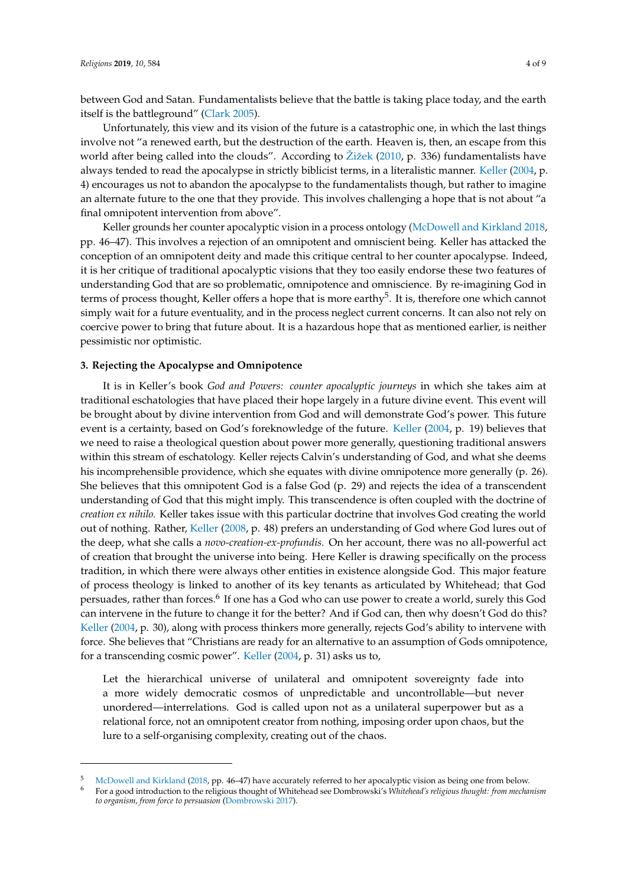between God and Satan. Fundamentalists believe that the battle is taking place today, and the earth itself is the battleground" (Clark 2005).

Unfortunately, this view and its vision of the future is a catastrophic one, in which the last things involve not "a renewed earth, but the destruction of the earth. Heaven is, then, an escape from this world after being called into the clouds". According to Žižek (2010, p. 336) fundamentalists have always tended to read the apocalypse in strictly biblicist terms, in a literalistic manner. Keller (2004, p. 4) encourages us not to abandon the apocalypse to the fundamentalists though, but rather to imagine an alternate future to the one that they provide. This involves challenging a hope that is not about "a final omnipotent intervention from above".

Keller grounds her counter apocalyptic vision in a process ontology (McDowell and Kirkland 2018, pp. 46–47). This involves a rejection of an omnipotent and omniscient being. Keller has attacked the conception of an omnipotent deity and made this critique central to her counter apocalypse. Indeed, it is her critique of traditional apocalyptic visions that they too easily endorse these two features of understanding God that are so problematic, omnipotence and omniscience. By re-imagining God in terms of process thought, Keller offers a hope that is more earthy[5]. It is, therefore one which cannot simply wait for a future eventuality, and in the process neglect current concerns. It can also not rely on coercive power to bring that future about. It is a hazardous hope that as mentioned earlier, is neither pessimistic nor optimistic.

## 3. Rejecting the Apocalypse and Omnipotence

It is in Keller's book *God and Powers: counter apocalyptic journeys* in which she takes aim at traditional eschatologies that have placed their hope largely in a future divine event. This event will be brought about by divine intervention from God and will demonstrate God's power. This future event is a certainty, based on God's foreknowledge of the future. Keller (2004, p. 19) believes that we need to raise a theological question about power more generally, questioning traditional answers within this stream of eschatology. Keller rejects Calvin's understanding of God, and what she deems his incomprehensible providence, which she equates with divine omnipotence more generally (p. 26). She believes that this omnipotent God is a false God (p. 29) and rejects the idea of a transcendent understanding of God that this might imply. This transcendence is often coupled with the doctrine of *creation ex nihilo.* Keller takes issue with this particular doctrine that involves God creating the world out of nothing. Rather, Keller (2008, p. 48) prefers an understanding of God where God lures out of the deep, what she calls a *novo-creation-ex-profundis.* On her account, there was no all-powerful act of creation that brought the universe into being. Here Keller is drawing specifically on the process tradition, in which there were always other entities in existence alongside God. This major feature of process theology is linked to another of its key tenants as articulated by Whitehead; that God persuades, rather than forces.[6] If one has a God who can use power to create a world, surely this God can intervene in the future to change it for the better? And if God can, then why doesn't God do this? Keller (2004, p. 30), along with process thinkers more generally, rejects God's ability to intervene with force. She believes that "Christians are ready for an alternative to an assumption of Gods omnipotence, for a transcending cosmic power". Keller (2004, p. 31) asks us to,

> Let the hierarchical universe of unilateral and omnipotent sovereignty fade into a more widely democratic cosmos of unpredictable and uncontrollable—but never unordered—interrelations. God is called upon not as a unilateral superpower but as a relational force, not an omnipotent creator from nothing, imposing order upon chaos, but the lure to a self-organising complexity, creating out of the chaos.

---

[5] McDowell and Kirkland (2018, pp. 46–47) have accurately referred to her apocalyptic vision as being one from below.

[6] For a good introduction to the religious thought of Whitehead see Dombrowski's *Whitehead's religious thought: from mechanism to organism, from force to persuasion* (Dombrowski 2017).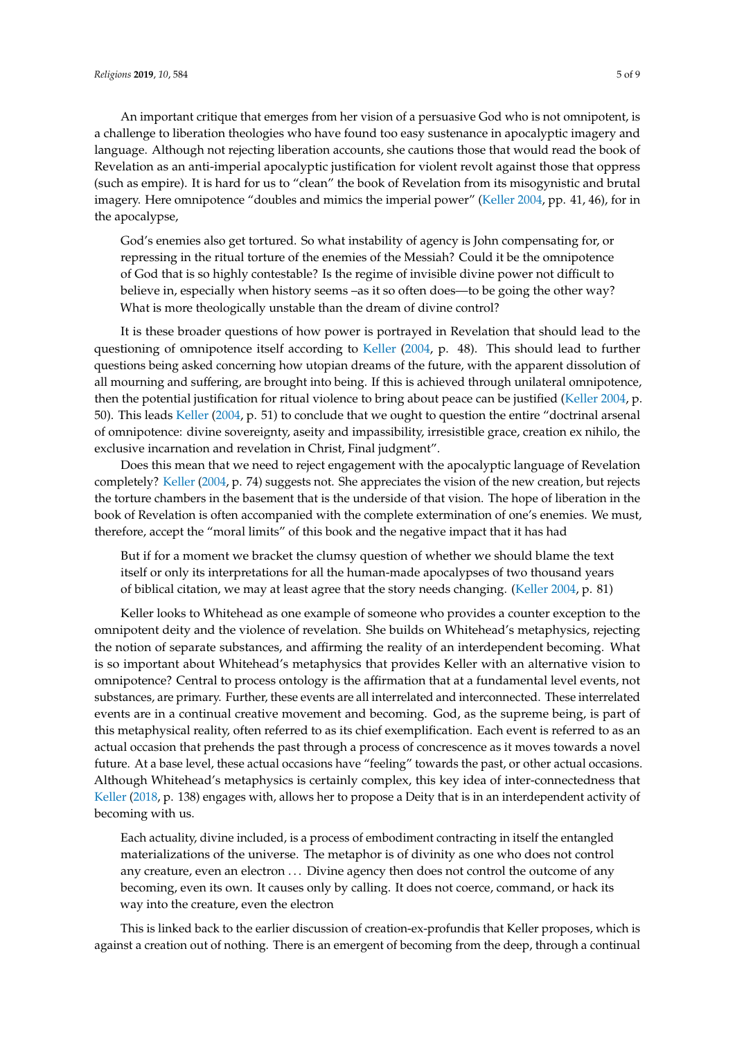An important critique that emerges from her vision of a persuasive God who is not omnipotent, is a challenge to liberation theologies who have found too easy sustenance in apocalyptic imagery and language. Although not rejecting liberation accounts, she cautions those that would read the book of Revelation as an anti-imperial apocalyptic justification for violent revolt against those that oppress (such as empire). It is hard for us to "clean" the book of Revelation from its misogynistic and brutal imagery. Here omnipotence "doubles and mimics the imperial power" (Keller 2004, pp. 41, 46), for in the apocalypse,

> God's enemies also get tortured. So what instability of agency is John compensating for, or repressing in the ritual torture of the enemies of the Messiah? Could it be the omnipotence of God that is so highly contestable? Is the regime of invisible divine power not difficult to believe in, especially when history seems –as it so often does—to be going the other way? What is more theologically unstable than the dream of divine control?

It is these broader questions of how power is portrayed in Revelation that should lead to the questioning of omnipotence itself according to Keller (2004, p. 48). This should lead to further questions being asked concerning how utopian dreams of the future, with the apparent dissolution of all mourning and suffering, are brought into being. If this is achieved through unilateral omnipotence, then the potential justification for ritual violence to bring about peace can be justified (Keller 2004, p. 50). This leads Keller (2004, p. 51) to conclude that we ought to question the entire "doctrinal arsenal of omnipotence: divine sovereignty, aseity and impassibility, irresistible grace, creation ex nihilo, the exclusive incarnation and revelation in Christ, Final judgment".

Does this mean that we need to reject engagement with the apocalyptic language of Revelation completely? Keller (2004, p. 74) suggests not. She appreciates the vision of the new creation, but rejects the torture chambers in the basement that is the underside of that vision. The hope of liberation in the book of Revelation is often accompanied with the complete extermination of one's enemies. We must, therefore, accept the "moral limits" of this book and the negative impact that it has had

> But if for a moment we bracket the clumsy question of whether we should blame the text itself or only its interpretations for all the human-made apocalypses of two thousand years of biblical citation, we may at least agree that the story needs changing. (Keller 2004, p. 81)

Keller looks to Whitehead as one example of someone who provides a counter exception to the omnipotent deity and the violence of revelation. She builds on Whitehead's metaphysics, rejecting the notion of separate substances, and affirming the reality of an interdependent becoming. What is so important about Whitehead's metaphysics that provides Keller with an alternative vision to omnipotence? Central to process ontology is the affirmation that at a fundamental level events, not substances, are primary. Further, these events are all interrelated and interconnected. These interrelated events are in a continual creative movement and becoming. God, as the supreme being, is part of this metaphysical reality, often referred to as its chief exemplification. Each event is referred to as an actual occasion that prehends the past through a process of concrescence as it moves towards a novel future. At a base level, these actual occasions have "feeling" towards the past, or other actual occasions. Although Whitehead's metaphysics is certainly complex, this key idea of inter-connectedness that Keller (2018, p. 138) engages with, allows her to propose a Deity that is in an interdependent activity of becoming with us.

> Each actuality, divine included, is a process of embodiment contracting in itself the entangled materializations of the universe. The metaphor is of divinity as one who does not control any creature, even an electron ... Divine agency then does not control the outcome of any becoming, even its own. It causes only by calling. It does not coerce, command, or hack its way into the creature, even the electron

This is linked back to the earlier discussion of creation-ex-profundis that Keller proposes, which is against a creation out of nothing. There is an emergent of becoming from the deep, through a continual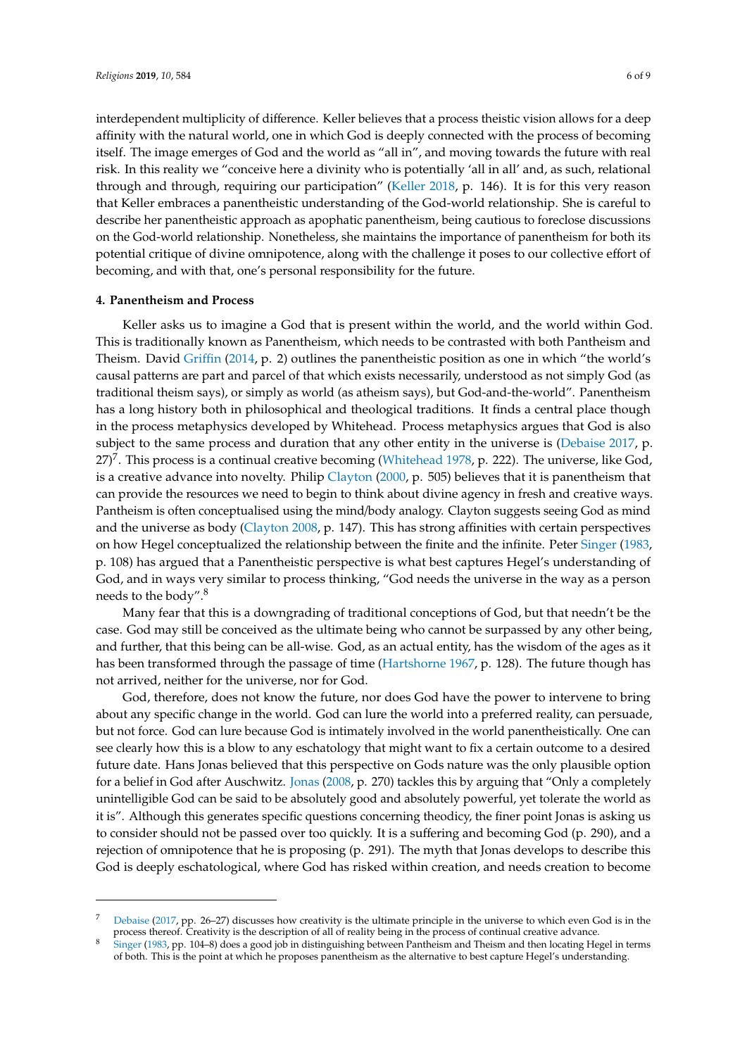interdependent multiplicity of difference. Keller believes that a process theistic vision allows for a deep affinity with the natural world, one in which God is deeply connected with the process of becoming itself. The image emerges of God and the world as "all in", and moving towards the future with real risk. In this reality we "conceive here a divinity who is potentially 'all in all' and, as such, relational through and through, requiring our participation" (Keller 2018, p. 146). It is for this very reason that Keller embraces a panentheistic understanding of the God-world relationship. She is careful to describe her panentheistic approach as apophatic panentheism, being cautious to foreclose discussions on the God-world relationship. Nonetheless, she maintains the importance of panentheism for both its potential critique of divine omnipotence, along with the challenge it poses to our collective effort of becoming, and with that, one's personal responsibility for the future.

#### 4. Panentheism and Process

Keller asks us to imagine a God that is present within the world, and the world within God. This is traditionally known as Panentheism, which needs to be contrasted with both Pantheism and Theism. David Griffin (2014, p. 2) outlines the panentheistic position as one in which "the world's causal patterns are part and parcel of that which exists necessarily, understood as not simply God (as traditional theism says), or simply as world (as atheism says), but God-and-the-world". Panentheism has a long history both in philosophical and theological traditions. It finds a central place though in the process metaphysics developed by Whitehead. Process metaphysics argues that God is also subject to the same process and duration that any other entity in the universe is (Debaise 2017, p. 27)[7]. This process is a continual creative becoming (Whitehead 1978, p. 222). The universe, like God, is a creative advance into novelty. Philip Clayton (2000, p. 505) believes that it is panentheism that can provide the resources we need to begin to think about divine agency in fresh and creative ways. Pantheism is often conceptualised using the mind/body analogy. Clayton suggests seeing God as mind and the universe as body (Clayton 2008, p. 147). This has strong affinities with certain perspectives on how Hegel conceptualized the relationship between the finite and the infinite. Peter Singer (1983, p. 108) has argued that a Panentheistic perspective is what best captures Hegel's understanding of God, and in ways very similar to process thinking, "God needs the universe in the way as a person needs to the body".[8]

Many fear that this is a downgrading of traditional conceptions of God, but that needn't be the case. God may still be conceived as the ultimate being who cannot be surpassed by any other being, and further, that this being can be all-wise. God, as an actual entity, has the wisdom of the ages as it has been transformed through the passage of time (Hartshorne 1967, p. 128). The future though has not arrived, neither for the universe, nor for God.

God, therefore, does not know the future, nor does God have the power to intervene to bring about any specific change in the world. God can lure the world into a preferred reality, can persuade, but not force. God can lure because God is intimately involved in the world panentheistically. One can see clearly how this is a blow to any eschatology that might want to fix a certain outcome to a desired future date. Hans Jonas believed that this perspective on Gods nature was the only plausible option for a belief in God after Auschwitz. Jonas (2008, p. 270) tackles this by arguing that "Only a completely unintelligible God can be said to be absolutely good and absolutely powerful, yet tolerate the world as it is". Although this generates specific questions concerning theodicy, the finer point Jonas is asking us to consider should not be passed over too quickly. It is a suffering and becoming God (p. 290), and a rejection of omnipotence that he is proposing (p. 291). The myth that Jonas develops to describe this God is deeply eschatological, where God has risked within creation, and needs creation to become

---

[7] Debaise (2017, pp. 26–27) discusses how creativity is the ultimate principle in the universe to which even God is in the process thereof. Creativity is the description of all of reality being in the process of continual creative advance.

[8] Singer (1983, pp. 104–8) does a good job in distinguishing between Pantheism and Theism and then locating Hegel in terms of both. This is the point at which he proposes panentheism as the alternative to best capture Hegel's understanding.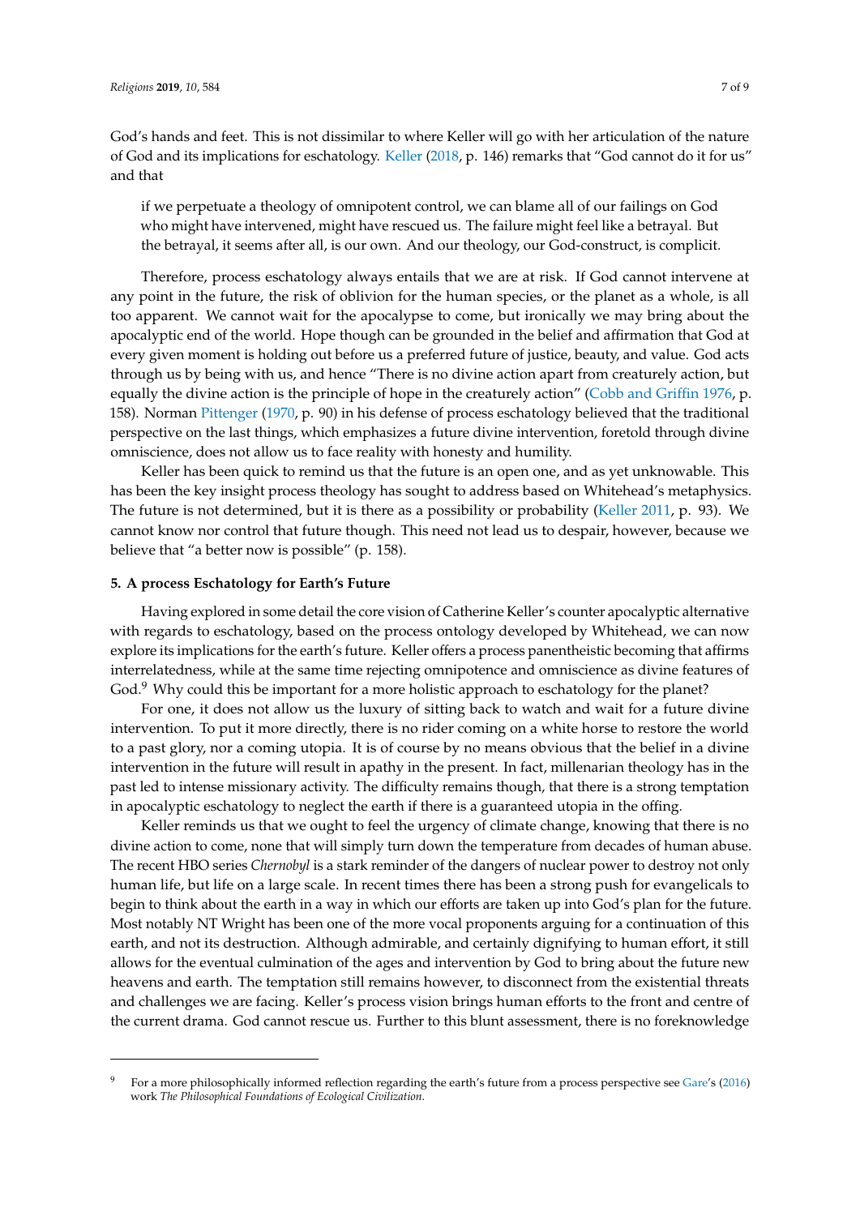God's hands and feet. This is not dissimilar to where Keller will go with her articulation of the nature of God and its implications for eschatology. Keller (2018, p. 146) remarks that "God cannot do it for us" and that

> if we perpetuate a theology of omnipotent control, we can blame all of our failings on God who might have intervened, might have rescued us. The failure might feel like a betrayal. But the betrayal, it seems after all, is our own. And our theology, our God-construct, is complicit.

Therefore, process eschatology always entails that we are at risk. If God cannot intervene at any point in the future, the risk of oblivion for the human species, or the planet as a whole, is all too apparent. We cannot wait for the apocalypse to come, but ironically we may bring about the apocalyptic end of the world. Hope though can be grounded in the belief and affirmation that God at every given moment is holding out before us a preferred future of justice, beauty, and value. God acts through us by being with us, and hence "There is no divine action apart from creaturely action, but equally the divine action is the principle of hope in the creaturely action" (Cobb and Griffin 1976, p. 158). Norman Pittenger (1970, p. 90) in his defense of process eschatology believed that the traditional perspective on the last things, which emphasizes a future divine intervention, foretold through divine omniscience, does not allow us to face reality with honesty and humility.

Keller has been quick to remind us that the future is an open one, and as yet unknowable. This has been the key insight process theology has sought to address based on Whitehead's metaphysics. The future is not determined, but it is there as a possibility or probability (Keller 2011, p. 93). We cannot know nor control that future though. This need not lead us to despair, however, because we believe that "a better now is possible" (p. 158).

## 5. A process Eschatology for Earth's Future

Having explored in some detail the core vision of Catherine Keller's counter apocalyptic alternative with regards to eschatology, based on the process ontology developed by Whitehead, we can now explore its implications for the earth's future. Keller offers a process panentheistic becoming that affirms interrelatedness, while at the same time rejecting omnipotence and omniscience as divine features of God.[9] Why could this be important for a more holistic approach to eschatology for the planet?

For one, it does not allow us the luxury of sitting back to watch and wait for a future divine intervention. To put it more directly, there is no rider coming on a white horse to restore the world to a past glory, nor a coming utopia. It is of course by no means obvious that the belief in a divine intervention in the future will result in apathy in the present. In fact, millenarian theology has in the past led to intense missionary activity. The difficulty remains though, that there is a strong temptation in apocalyptic eschatology to neglect the earth if there is a guaranteed utopia in the offing.

Keller reminds us that we ought to feel the urgency of climate change, knowing that there is no divine action to come, none that will simply turn down the temperature from decades of human abuse. The recent HBO series *Chernobyl* is a stark reminder of the dangers of nuclear power to destroy not only human life, but life on a large scale. In recent times there has been a strong push for evangelicals to begin to think about the earth in a way in which our efforts are taken up into God's plan for the future. Most notably NT Wright has been one of the more vocal proponents arguing for a continuation of this earth, and not its destruction. Although admirable, and certainly dignifying to human effort, it still allows for the eventual culmination of the ages and intervention by God to bring about the future new heavens and earth. The temptation still remains however, to disconnect from the existential threats and challenges we are facing. Keller's process vision brings human efforts to the front and centre of the current drama. God cannot rescue us. Further to this blunt assessment, there is no foreknowledge

[9] For a more philosophically informed reflection regarding the earth's future from a process perspective see Gare's (2016) work *The Philosophical Foundations of Ecological Civilization*.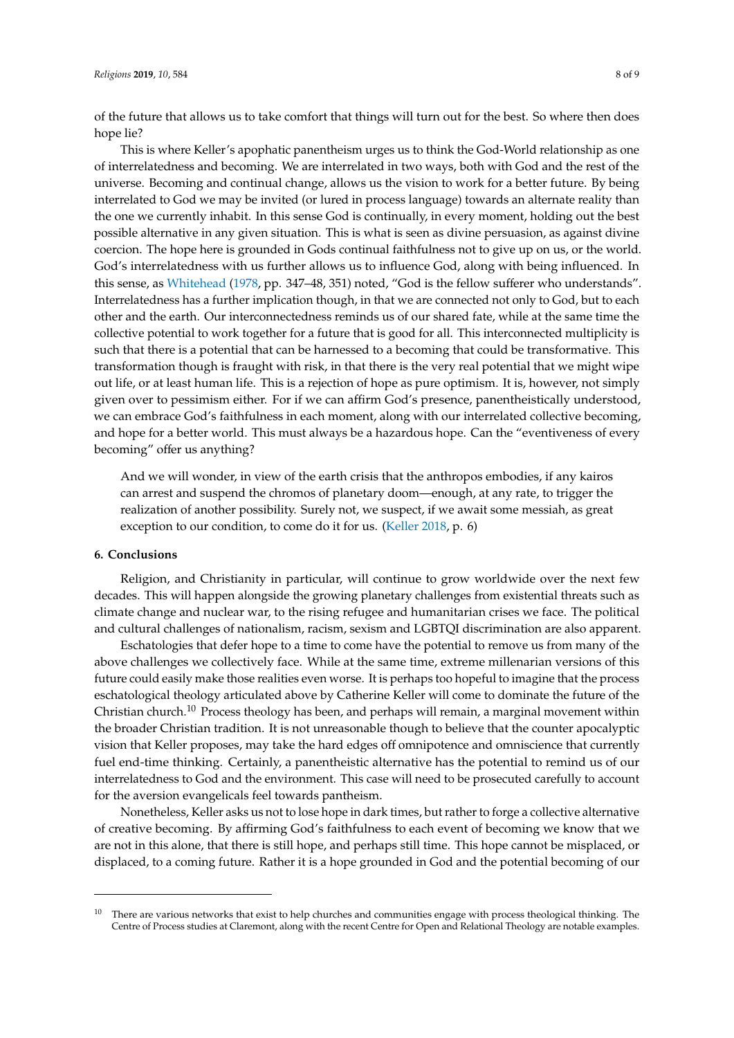of the future that allows us to take comfort that things will turn out for the best. So where then does hope lie?

This is where Keller's apophatic panentheism urges us to think the God-World relationship as one of interrelatedness and becoming. We are interrelated in two ways, both with God and the rest of the universe. Becoming and continual change, allows us the vision to work for a better future. By being interrelated to God we may be invited (or lured in process language) towards an alternate reality than the one we currently inhabit. In this sense God is continually, in every moment, holding out the best possible alternative in any given situation. This is what is seen as divine persuasion, as against divine coercion. The hope here is grounded in Gods continual faithfulness not to give up on us, or the world. God's interrelatedness with us further allows us to influence God, along with being influenced. In this sense, as Whitehead (1978, pp. 347–48, 351) noted, "God is the fellow sufferer who understands". Interrelatedness has a further implication though, in that we are connected not only to God, but to each other and the earth. Our interconnectedness reminds us of our shared fate, while at the same time the collective potential to work together for a future that is good for all. This interconnected multiplicity is such that there is a potential that can be harnessed to a becoming that could be transformative. This transformation though is fraught with risk, in that there is the very real potential that we might wipe out life, or at least human life. This is a rejection of hope as pure optimism. It is, however, not simply given over to pessimism either. For if we can affirm God's presence, panentheistically understood, we can embrace God's faithfulness in each moment, along with our interrelated collective becoming, and hope for a better world. This must always be a hazardous hope. Can the "eventiveness of every becoming" offer us anything?

> And we will wonder, in view of the earth crisis that the anthropos embodies, if any kairos can arrest and suspend the chromos of planetary doom—enough, at any rate, to trigger the realization of another possibility. Surely not, we suspect, if we await some messiah, as great exception to our condition, to come do it for us. (Keller 2018, p. 6)

## 6. Conclusions

Religion, and Christianity in particular, will continue to grow worldwide over the next few decades. This will happen alongside the growing planetary challenges from existential threats such as climate change and nuclear war, to the rising refugee and humanitarian crises we face. The political and cultural challenges of nationalism, racism, sexism and LGBTQI discrimination are also apparent.

Eschatologies that defer hope to a time to come have the potential to remove us from many of the above challenges we collectively face. While at the same time, extreme millenarian versions of this future could easily make those realities even worse. It is perhaps too hopeful to imagine that the process eschatological theology articulated above by Catherine Keller will come to dominate the future of the Christian church.[10] Process theology has been, and perhaps will remain, a marginal movement within the broader Christian tradition. It is not unreasonable though to believe that the counter apocalyptic vision that Keller proposes, may take the hard edges off omnipotence and omniscience that currently fuel end-time thinking. Certainly, a panentheistic alternative has the potential to remind us of our interrelatedness to God and the environment. This case will need to be prosecuted carefully to account for the aversion evangelicals feel towards pantheism.

Nonetheless, Keller asks us not to lose hope in dark times, but rather to forge a collective alternative of creative becoming. By affirming God's faithfulness to each event of becoming we know that we are not in this alone, that there is still hope, and perhaps still time. This hope cannot be misplaced, or displaced, to a coming future. Rather it is a hope grounded in God and the potential becoming of our

---

[10] There are various networks that exist to help churches and communities engage with process theological thinking. The Centre of Process studies at Claremont, along with the recent Centre for Open and Relational Theology are notable examples.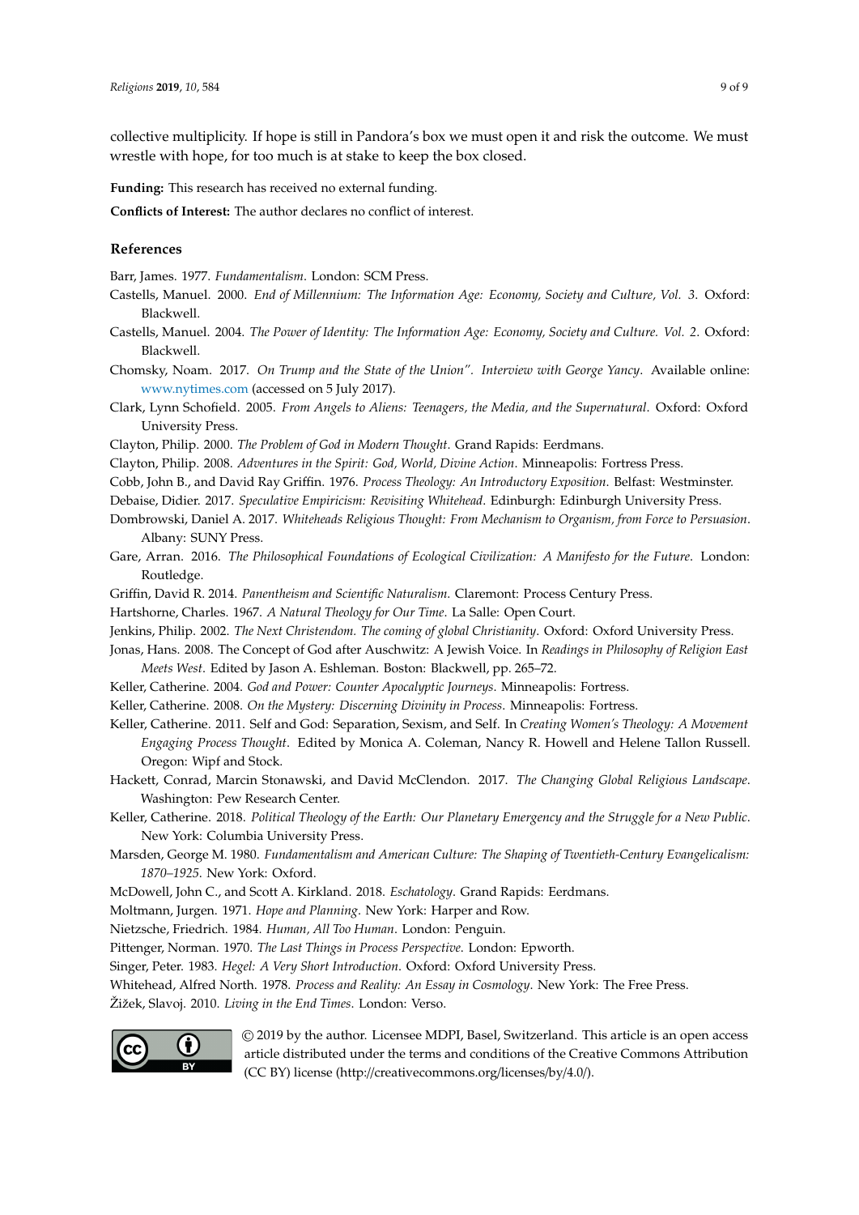collective multiplicity. If hope is still in Pandora's box we must open it and risk the outcome. We must wrestle with hope, for too much is at stake to keep the box closed.

**Funding:** This research has received no external funding.

**Conflicts of Interest:** The author declares no conflict of interest.

## References

Barr, James. 1977. *Fundamentalism*. London: SCM Press.

Castells, Manuel. 2000. *End of Millennium: The Information Age: Economy, Society and Culture, Vol. 3*. Oxford: Blackwell.

Castells, Manuel. 2004. *The Power of Identity: The Information Age: Economy, Society and Culture. Vol. 2*. Oxford: Blackwell.

Chomsky, Noam. 2017. *On Trump and the State of the Union". Interview with George Yancy*. Available online: www.nytimes.com (accessed on 5 July 2017).

Clark, Lynn Schofield. 2005. *From Angels to Aliens: Teenagers, the Media, and the Supernatural*. Oxford: Oxford University Press.

Clayton, Philip. 2000. *The Problem of God in Modern Thought*. Grand Rapids: Eerdmans.

Clayton, Philip. 2008. *Adventures in the Spirit: God, World, Divine Action*. Minneapolis: Fortress Press.

Cobb, John B., and David Ray Griffin. 1976. *Process Theology: An Introductory Exposition*. Belfast: Westminster.

Debaise, Didier. 2017. *Speculative Empiricism: Revisiting Whitehead*. Edinburgh: Edinburgh University Press.

Dombrowski, Daniel A. 2017. *Whiteheads Religious Thought: From Mechanism to Organism, from Force to Persuasion*. Albany: SUNY Press.

Gare, Arran. 2016. *The Philosophical Foundations of Ecological Civilization: A Manifesto for the Future*. London: Routledge.

Griffin, David R. 2014. *Panentheism and Scientific Naturalism*. Claremont: Process Century Press.

Hartshorne, Charles. 1967. *A Natural Theology for Our Time*. La Salle: Open Court.

Jenkins, Philip. 2002. *The Next Christendom. The coming of global Christianity*. Oxford: Oxford University Press.

Jonas, Hans. 2008. The Concept of God after Auschwitz: A Jewish Voice. In *Readings in Philosophy of Religion East Meets West*. Edited by Jason A. Eshleman. Boston: Blackwell, pp. 265–72.

Keller, Catherine. 2004. *God and Power: Counter Apocalyptic Journeys*. Minneapolis: Fortress.

Keller, Catherine. 2008. *On the Mystery: Discerning Divinity in Process*. Minneapolis: Fortress.

Keller, Catherine. 2011. Self and God: Separation, Sexism, and Self. In *Creating Women's Theology: A Movement Engaging Process Thought*. Edited by Monica A. Coleman, Nancy R. Howell and Helene Tallon Russell. Oregon: Wipf and Stock.

Hackett, Conrad, Marcin Stonawski, and David McClendon. 2017. *The Changing Global Religious Landscape*. Washington: Pew Research Center.

Keller, Catherine. 2018. *Political Theology of the Earth: Our Planetary Emergency and the Struggle for a New Public*. New York: Columbia University Press.

Marsden, George M. 1980. *Fundamentalism and American Culture: The Shaping of Twentieth-Century Evangelicalism: 1870–1925*. New York: Oxford.

McDowell, John C., and Scott A. Kirkland. 2018. *Eschatology*. Grand Rapids: Eerdmans.

Moltmann, Jurgen. 1971. *Hope and Planning*. New York: Harper and Row.

Nietzsche, Friedrich. 1984. *Human, All Too Human*. London: Penguin.

Pittenger, Norman. 1970. *The Last Things in Process Perspective*. London: Epworth.

Singer, Peter. 1983. *Hegel: A Very Short Introduction*. Oxford: Oxford University Press.

Whitehead, Alfred North. 1978. *Process and Reality: An Essay in Cosmology*. New York: The Free Press.

Žižek, Slavoj. 2010. *Living in the End Times*. London: Verso.

© 2019 by the author. Licensee MDPI, Basel, Switzerland. This article is an open access article distributed under the terms and conditions of the Creative Commons Attribution (CC BY) license (http://creativecommons.org/licenses/by/4.0/).